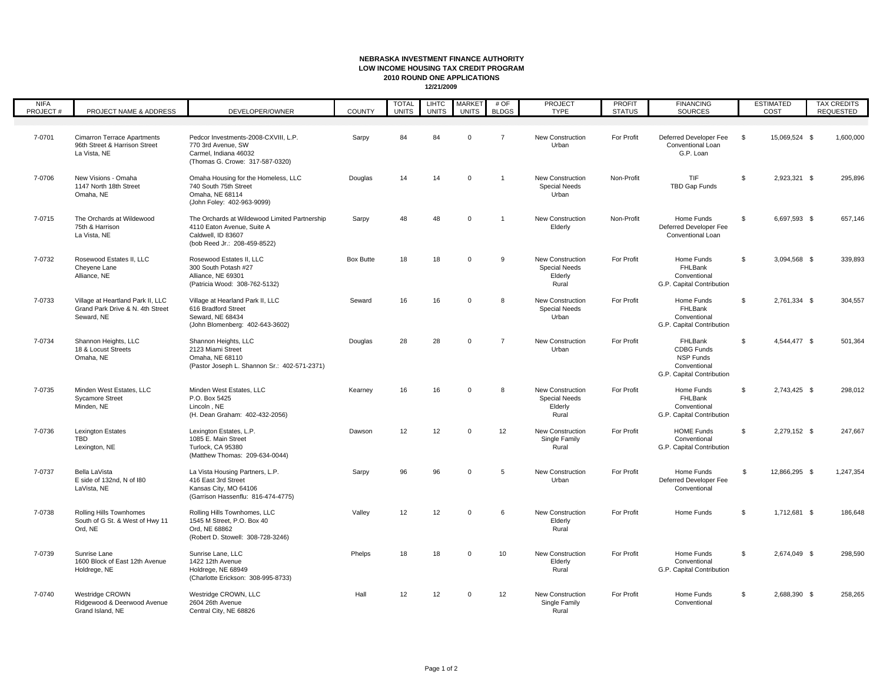**NEBRASKA INVESTMENT FINANCE AUTHORITY**
**LOW INCOME HOUSING TAX CREDIT PROGRAM**
**2010 ROUND ONE APPLICATIONS**
**12/21/2009**

| NIFA PROJECT # | PROJECT NAME & ADDRESS | DEVELOPER/OWNER | COUNTY | TOTAL UNITS | LIHTC UNITS | MARKET UNITS | # OF BLDGS | PROJECT TYPE | PROFIT STATUS | FINANCING SOURCES | ESTIMATED COST | TAX CREDITS REQUESTED |
|---|---|---|---|---|---|---|---|---|---|---|---|---|
| 7-0701 | Cimarron Terrace Apartments<br>96th Street & Harrison Street<br>La Vista, NE | Pedcor Investments-2008-CXVIII, L.P.<br>770 3rd Avenue, SW<br>Carmel, Indiana 46032<br>(Thomas G. Crowe: 317-587-0320) | Sarpy | 84 | 84 | 0 | 7 | New Construction<br>Urban | For Profit | Deferred Developer Fee<br>Conventional Loan<br>G.P. Loan | $ 15,069,524 | $ 1,600,000 |
| 7-0706 | New Visions - Omaha<br>1147 North 18th Street<br>Omaha, NE | Omaha Housing for the Homeless, LLC<br>740 South 75th Street<br>Omaha, NE 68114<br>(John Foley: 402-963-9099) | Douglas | 14 | 14 | 0 | 1 | New Construction<br>Special Needs<br>Urban | Non-Profit | TIF<br>TBD Gap Funds | $ 2,923,321 | $ 295,896 |
| 7-0715 | The Orchards at Wildewood<br>75th & Harrison<br>La Vista, NE | The Orchards at Wildewood Limited Partnership<br>4110 Eaton Avenue, Suite A<br>Caldwell, ID 83607<br>(bob Reed Jr.: 208-459-8522) | Sarpy | 48 | 48 | 0 | 1 | New Construction<br>Elderly | Non-Profit | Home Funds<br>Deferred Developer Fee<br>Conventional Loan | $ 6,697,593 | $ 657,146 |
| 7-0732 | Rosewood Estates II, LLC<br>Cheyene Lane<br>Alliance, NE | Rosewood Estates II, LLC<br>300 South Potash #27<br>Alliance, NE 69301<br>(Patricia Wood: 308-762-5132) | Box Butte | 18 | 18 | 0 | 9 | New Construction<br>Special Needs<br>Elderly<br>Rural | For Profit | Home Funds<br>FHLBank<br>Conventional<br>G.P. Capital Contribution | $ 3,094,568 | $ 339,893 |
| 7-0733 | Village at Heartland Park II, LLC<br>Grand Park Drive & N. 4th Street<br>Seward, NE | Village at Hearland Park II, LLC<br>616 Bradford Street<br>Seward, NE 68434<br>(John Blomenberg: 402-643-3602) | Seward | 16 | 16 | 0 | 8 | New Construction<br>Special Needs<br>Urban | For Profit | Home Funds<br>FHLBank<br>Conventional<br>G.P. Capital Contribution | $ 2,761,334 | $ 304,557 |
| 7-0734 | Shannon Heights, LLC<br>18 & Locust Streets<br>Omaha, NE | Shannon Heights, LLC<br>2123 Miami Street<br>Omaha, NE 68110<br>(Pastor Joseph L. Shannon Sr.: 402-571-2371) | Douglas | 28 | 28 | 0 | 7 | New Construction<br>Urban | For Profit | FHLBank<br>CDBG Funds<br>NSP Funds<br>Conventional<br>G.P. Capital Contribution | $ 4,544,477 | $ 501,364 |
| 7-0735 | Minden West Estates, LLC<br>Sycamore Street<br>Minden, NE | Minden West Estates, LLC<br>P.O. Box 5425<br>Lincoln , NE<br>(H. Dean Graham: 402-432-2056) | Kearney | 16 | 16 | 0 | 8 | New Construction<br>Special Needs<br>Elderly<br>Rural | For Profit | Home Funds<br>FHLBank<br>Conventional<br>G.P. Capital Contribution | $ 2,743,425 | $ 298,012 |
| 7-0736 | Lexington Estates<br>TBD<br>Lexington, NE | Lexington Estates, L.P.<br>1085 E. Main Street<br>Turlock, CA 95380<br>(Matthew Thomas: 209-634-0044) | Dawson | 12 | 12 | 0 | 12 | New Construction<br>Single Family<br>Rural | For Profit | HOME Funds<br>Conventional<br>G.P. Capital Contribution | $ 2,279,152 | $ 247,667 |
| 7-0737 | Bella LaVista<br>E side of 132nd, N of I80<br>LaVista, NE | La Vista Housing Partners, L.P.<br>416 East 3rd Street<br>Kansas City, MO 64106<br>(Garrison Hassenflu: 816-474-4775) | Sarpy | 96 | 96 | 0 | 5 | New Construction<br>Urban | For Profit | Home Funds<br>Deferred Developer Fee<br>Conventional | $ 12,866,295 | $ 1,247,354 |
| 7-0738 | Rolling Hills Townhomes<br>South of G St. & West of Hwy 11<br>Ord, NE | Rolling Hills Townhomes, LLC<br>1545 M Street, P.O. Box 40<br>Ord, NE 68862<br>(Robert D. Stowell: 308-728-3246) | Valley | 12 | 12 | 0 | 6 | New Construction<br>Elderly<br>Rural | For Profit | Home Funds | $ 1,712,681 | $ 186,648 |
| 7-0739 | Sunrise Lane<br>1600 Block of East 12th Avenue<br>Holdrege, NE | Sunrise Lane, LLC<br>1422 12th Avenue<br>Holdrege, NE 68949<br>(Charlotte Erickson: 308-995-8733) | Phelps | 18 | 18 | 0 | 10 | New Construction<br>Elderly<br>Rural | For Profit | Home Funds<br>Conventional<br>G.P. Capital Contribution | $ 2,674,049 | $ 298,590 |
| 7-0740 | Westridge CROWN<br>Ridgewood & Deerwood Avenue<br>Grand Island, NE | Westridge CROWN, LLC<br>2604 26th Avenue<br>Central City, NE 68826 | Hall | 12 | 12 | 0 | 12 | New Construction<br>Single Family<br>Rural | For Profit | Home Funds<br>Conventional | $ 2,688,390 | $ 258,265 |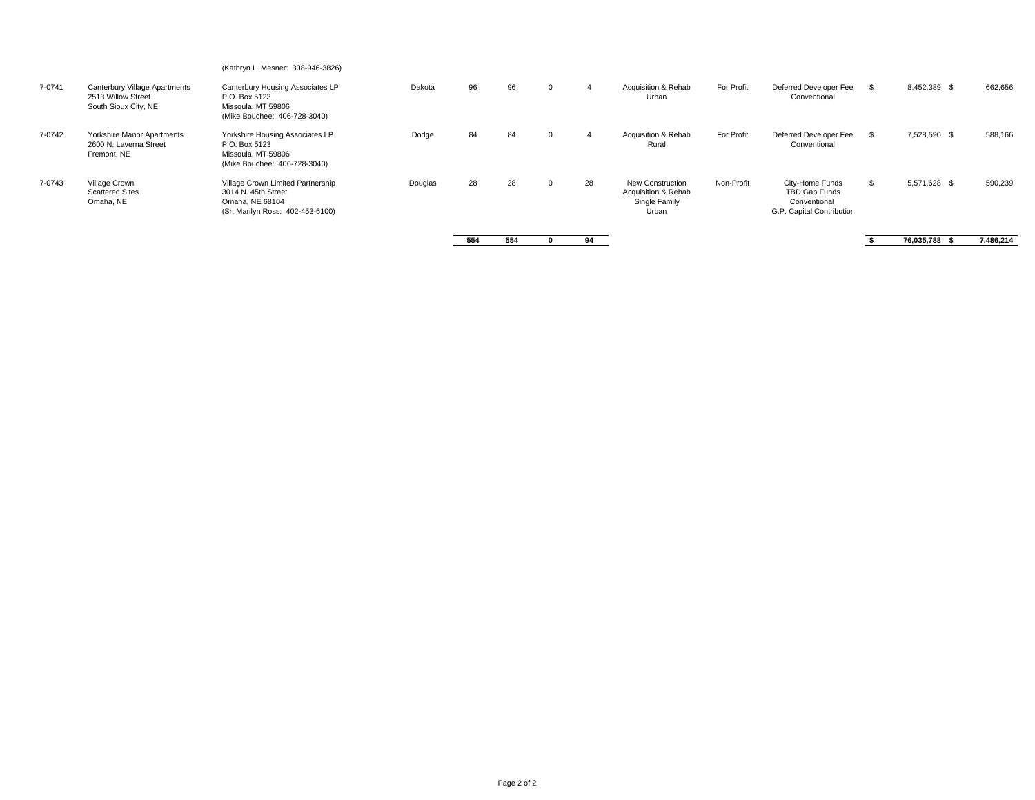| | | | | | | | | | | | | |
|---|---|---|---|---|---|---|---|---|---|---|---|---|
| | | (Kathryn L. Mesner: 308-946-3826) | | | | | | | | | | |
| 7-0741 | Canterbury Village Apartments<br>2513 Willow Street<br>South Sioux City, NE | Canterbury Housing Associates LP<br>P.O. Box 5123<br>Missoula, MT 59806<br>(Mike Bouchee: 406-728-3040) | Dakota | 96 | 96 | 0 | 4 | Acquisition & Rehab<br>Urban | For Profit | Deferred Developer Fee<br>Conventional | $ 8,452,389 | $ 662,656 |
| 7-0742 | Yorkshire Manor Apartments<br>2600 N. Laverna Street<br>Fremont, NE | Yorkshire Housing Associates LP<br>P.O. Box 5123<br>Missoula, MT 59806<br>(Mike Bouchee: 406-728-3040) | Dodge | 84 | 84 | 0 | 4 | Acquisition & Rehab<br>Rural | For Profit | Deferred Developer Fee<br>Conventional | $ 7,528,590 | $ 588,166 |
| 7-0743 | Village Crown<br>Scattered Sites<br>Omaha, NE | Village Crown Limited Partnership<br>3014 N. 45th Street<br>Omaha, NE 68104<br>(Sr. Marilyn Ross: 402-453-6100) | Douglas | 28 | 28 | 0 | 28 | New Construction<br>Acquisition & Rehab<br>Single Family<br>Urban | Non-Profit | City-Home Funds<br>TBD Gap Funds<br>Conventional<br>G.P. Capital Contribution | $ 5,571,628 | $ 590,239 |
| | | | | **554** | **554** | **0** | **94** | | | | **$ 76,035,788** | **$ 7,486,214** |